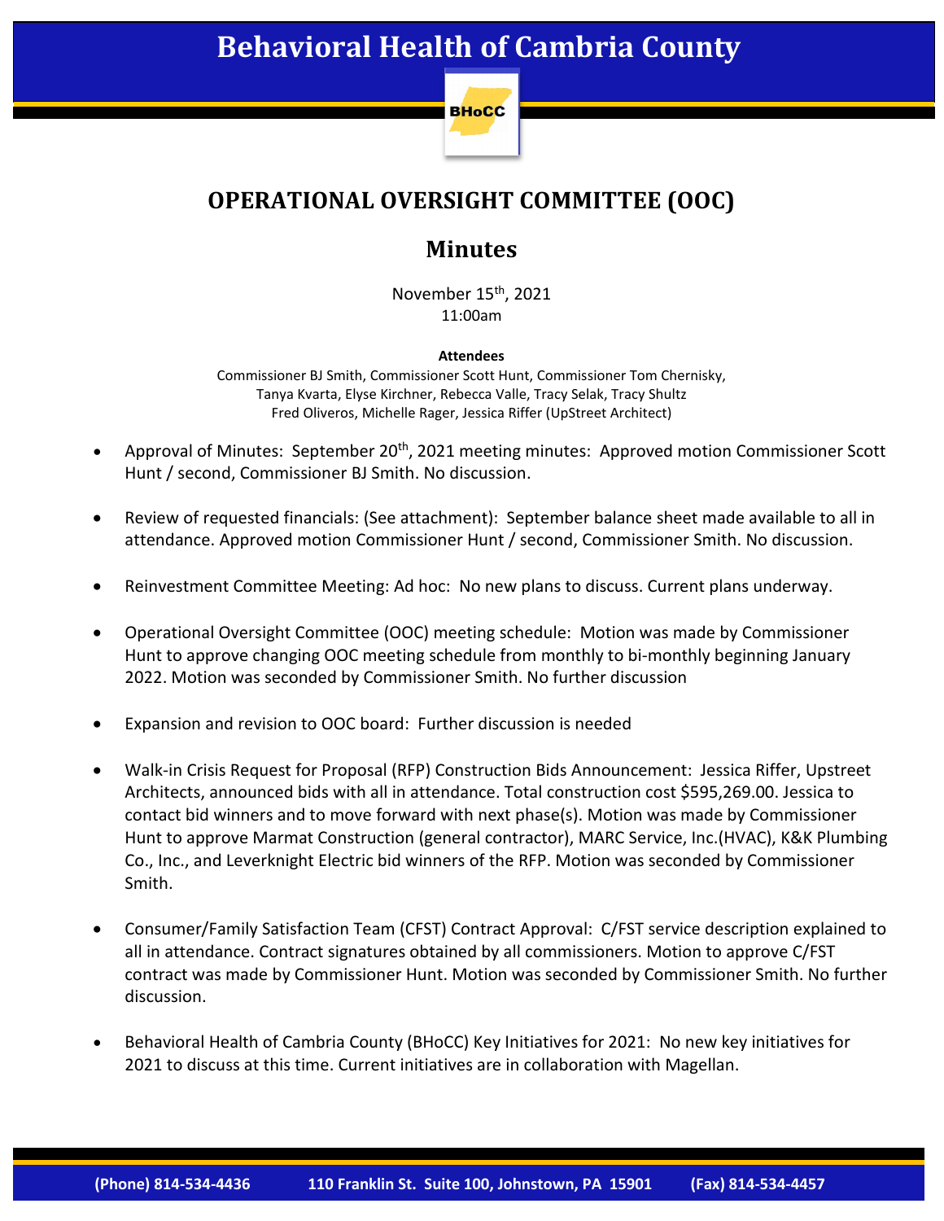# Behavioral Health of Cambria County

BHoCC

## OPERATIONAL OVERSIGHT COMMITTEE (OOC)

## Minutes

November 15th, 2021
11:00am

**Attendees**

Commissioner BJ Smith, Commissioner Scott Hunt, Commissioner Tom Chernisky,
Tanya Kvarta, Elyse Kirchner, Rebecca Valle, Tracy Selak, Tracy Shultz
Fred Oliveros, Michelle Rager, Jessica Riffer (UpStreet Architect)

- Approval of Minutes: September 20th, 2021 meeting minutes: Approved motion Commissioner Scott Hunt / second, Commissioner BJ Smith. No discussion.

- Review of requested financials: (See attachment): September balance sheet made available to all in attendance. Approved motion Commissioner Hunt / second, Commissioner Smith. No discussion.

- Reinvestment Committee Meeting: Ad hoc: No new plans to discuss. Current plans underway.

- Operational Oversight Committee (OOC) meeting schedule: Motion was made by Commissioner Hunt to approve changing OOC meeting schedule from monthly to bi-monthly beginning January 2022. Motion was seconded by Commissioner Smith. No further discussion

- Expansion and revision to OOC board: Further discussion is needed

- Walk-in Crisis Request for Proposal (RFP) Construction Bids Announcement: Jessica Riffer, Upstreet Architects, announced bids with all in attendance. Total construction cost $595,269.00. Jessica to contact bid winners and to move forward with next phase(s). Motion was made by Commissioner Hunt to approve Marmat Construction (general contractor), MARC Service, Inc.(HVAC), K&K Plumbing Co., Inc., and Leverknight Electric bid winners of the RFP. Motion was seconded by Commissioner Smith.

- Consumer/Family Satisfaction Team (CFST) Contract Approval: C/FST service description explained to all in attendance. Contract signatures obtained by all commissioners. Motion to approve C/FST contract was made by Commissioner Hunt. Motion was seconded by Commissioner Smith. No further discussion.

- Behavioral Health of Cambria County (BHoCC) Key Initiatives for 2021: No new key initiatives for 2021 to discuss at this time. Current initiatives are in collaboration with Magellan.

(Phone) 814-534-4436 110 Franklin St. Suite 100, Johnstown, PA 15901 (Fax) 814-534-4457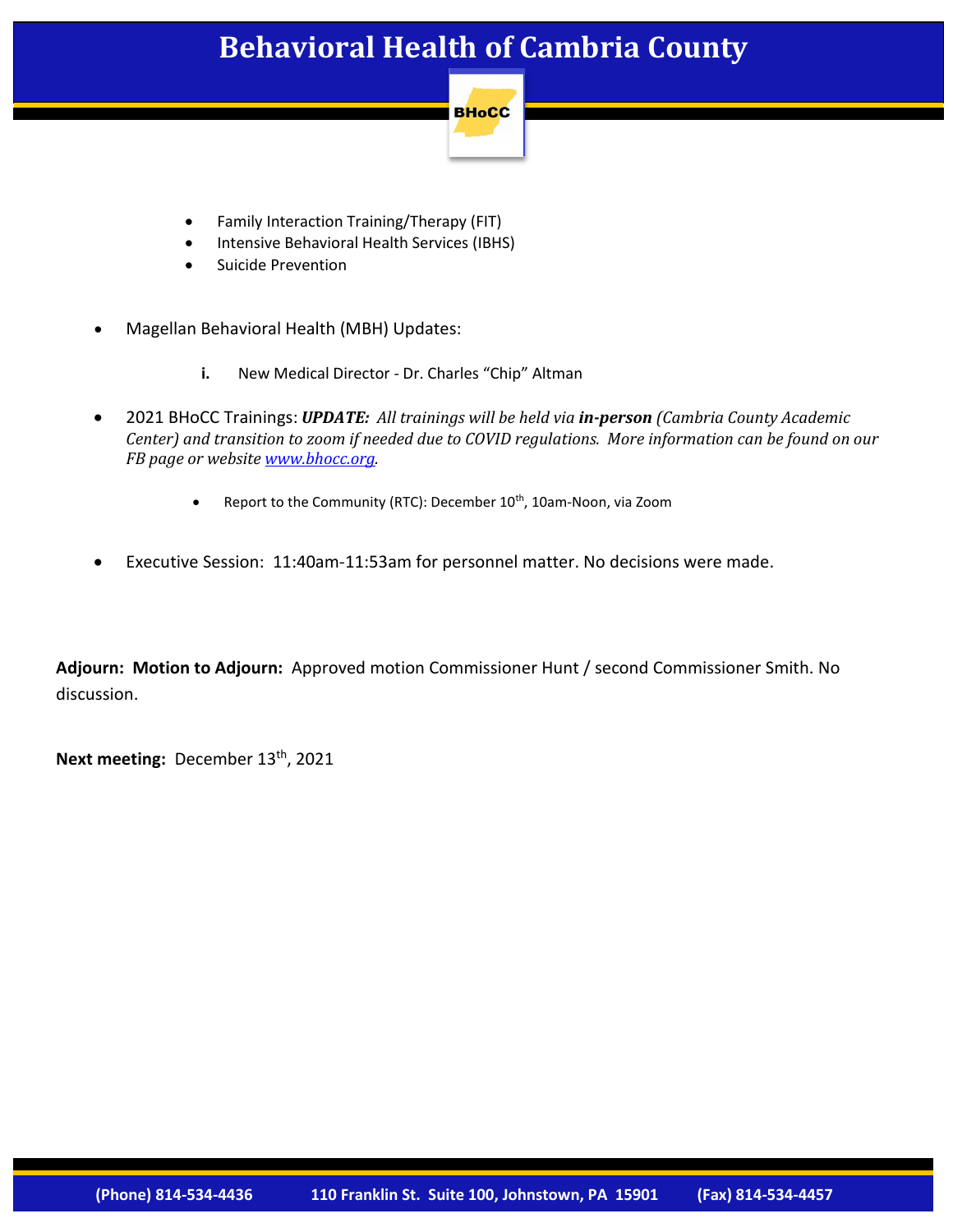- Family Interaction Training/Therapy (FIT)
- Intensive Behavioral Health Services (IBHS)
- Suicide Prevention

- Magellan Behavioral Health (MBH) Updates:

    i. New Medical Director - Dr. Charles "Chip" Altman

- 2021 BHoCC Trainings: ***UPDATE:*** *All trainings will be held via* ***in-person*** *(Cambria County Academic Center) and transition to zoom if needed due to COVID regulations. More information can be found on our FB page or website [www.bhocc.org](www.bhocc.org).*

    - Report to the Community (RTC): December 10th, 10am-Noon, via Zoom

- Executive Session: 11:40am-11:53am for personnel matter. No decisions were made.

**Adjourn: Motion to Adjourn:** Approved motion Commissioner Hunt / second Commissioner Smith. No discussion.

**Next meeting:** December 13th, 2021